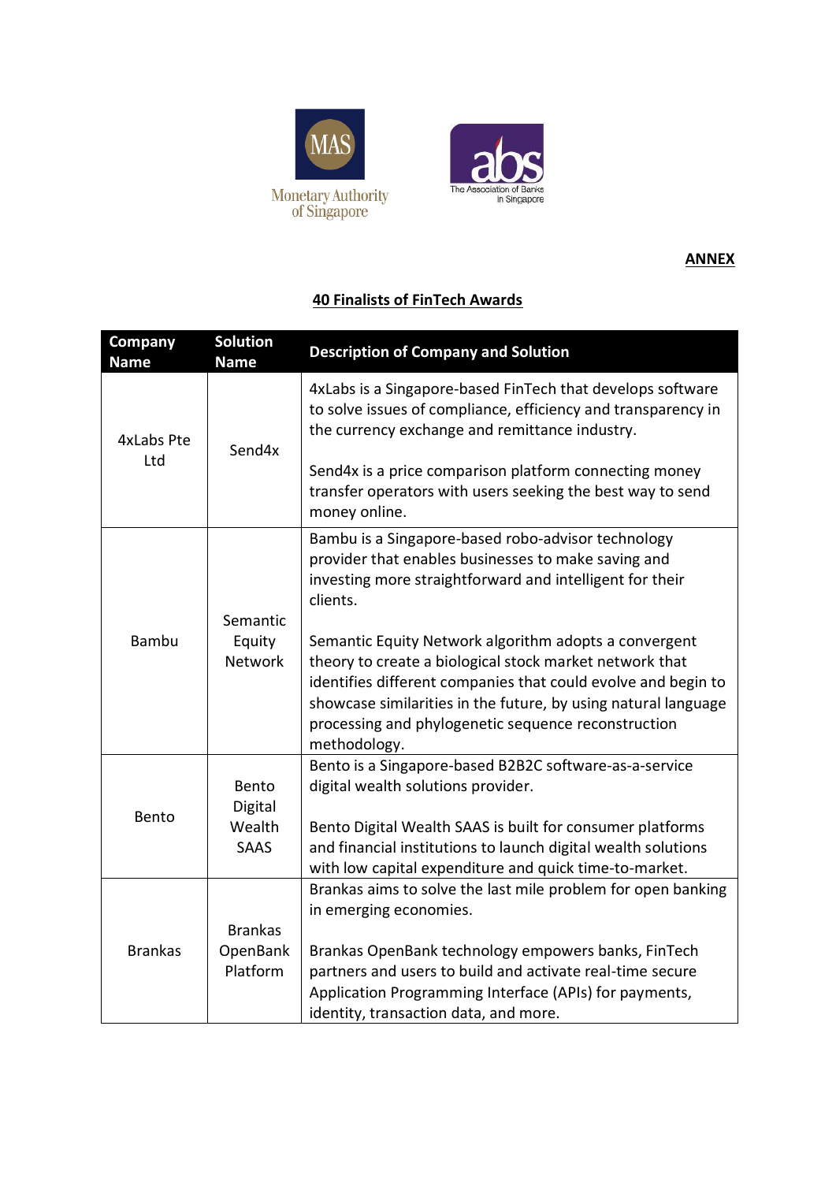Monetary Authority of Singapore

The Association of Banks in Singapore

**ANNEX**

**40 Finalists of FinTech Awards**

| Company Name | Solution Name | Description of Company and Solution |
|---|---|---|
| 4xLabs Pte Ltd | Send4x | 4xLabs is a Singapore-based FinTech that develops software to solve issues of compliance, efficiency and transparency in the currency exchange and remittance industry.<br><br>Send4x is a price comparison platform connecting money transfer operators with users seeking the best way to send money online. |
| Bambu | Semantic Equity Network | Bambu is a Singapore-based robo-advisor technology provider that enables businesses to make saving and investing more straightforward and intelligent for their clients.<br><br>Semantic Equity Network algorithm adopts a convergent theory to create a biological stock market network that identifies different companies that could evolve and begin to showcase similarities in the future, by using natural language processing and phylogenetic sequence reconstruction methodology. |
| Bento | Bento Digital Wealth SAAS | Bento is a Singapore-based B2B2C software-as-a-service digital wealth solutions provider.<br><br>Bento Digital Wealth SAAS is built for consumer platforms and financial institutions to launch digital wealth solutions with low capital expenditure and quick time-to-market. |
| Brankas | Brankas OpenBank Platform | Brankas aims to solve the last mile problem for open banking in emerging economies.<br><br>Brankas OpenBank technology empowers banks, FinTech partners and users to build and activate real-time secure Application Programming Interface (APIs) for payments, identity, transaction data, and more. |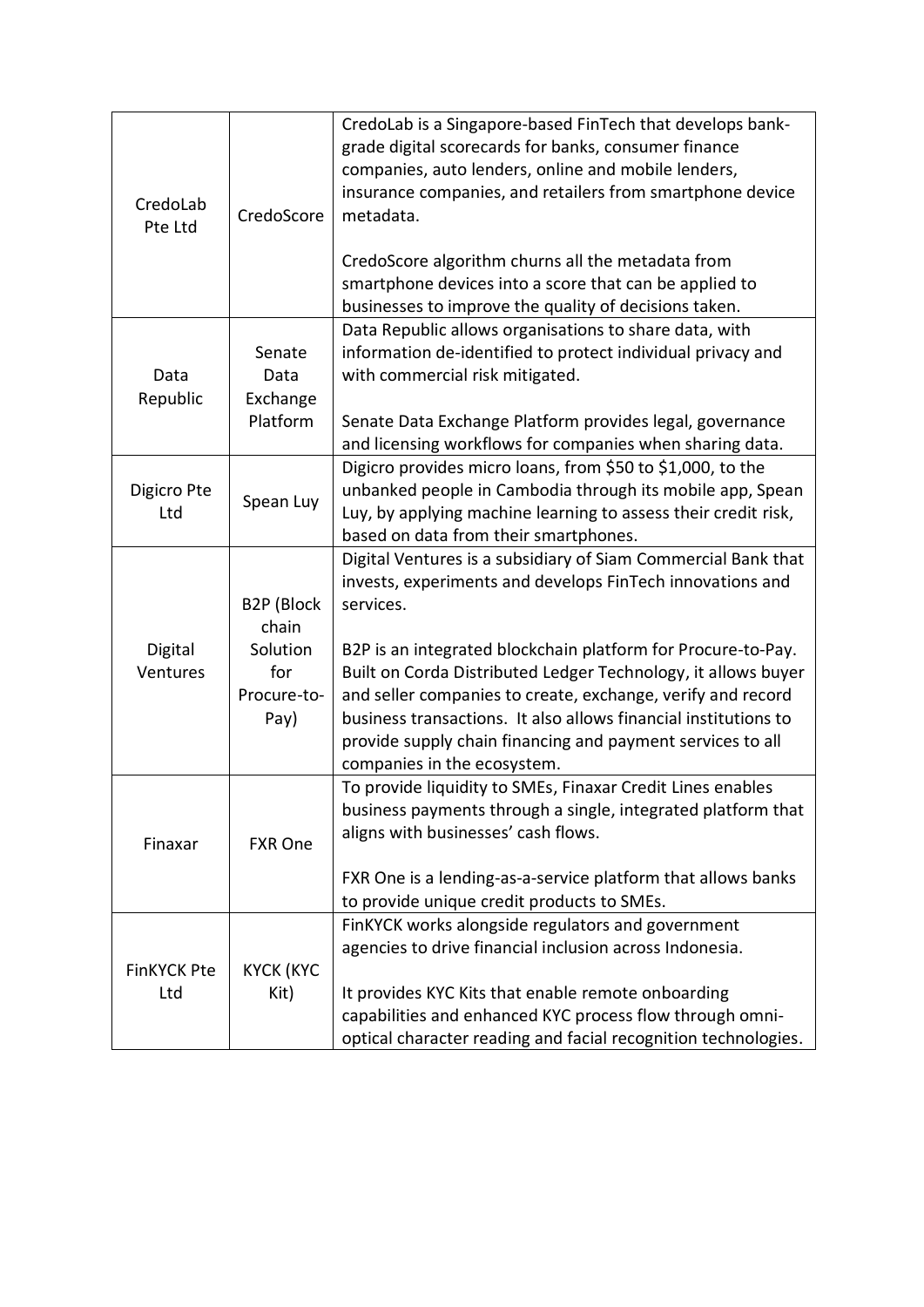| | | |
|---|---|---|
| CredoLab Pte Ltd | CredoScore | CredoLab is a Singapore-based FinTech that develops bank-grade digital scorecards for banks, consumer finance companies, auto lenders, online and mobile lenders, insurance companies, and retailers from smartphone device metadata.<br><br>CredoScore algorithm churns all the metadata from smartphone devices into a score that can be applied to businesses to improve the quality of decisions taken. |
| Data Republic | Senate Data Exchange Platform | Data Republic allows organisations to share data, with information de-identified to protect individual privacy and with commercial risk mitigated.<br><br>Senate Data Exchange Platform provides legal, governance and licensing workflows for companies when sharing data. |
| Digicro Pte Ltd | Spean Luy | Digicro provides micro loans, from $50 to $1,000, to the unbanked people in Cambodia through its mobile app, Spean Luy, by applying machine learning to assess their credit risk, based on data from their smartphones. |
| Digital Ventures | B2P (Block chain Solution for Procure-to-Pay) | Digital Ventures is a subsidiary of Siam Commercial Bank that invests, experiments and develops FinTech innovations and services.<br><br>B2P is an integrated blockchain platform for Procure-to-Pay. Built on Corda Distributed Ledger Technology, it allows buyer and seller companies to create, exchange, verify and record business transactions. It also allows financial institutions to provide supply chain financing and payment services to all companies in the ecosystem. |
| Finaxar | FXR One | To provide liquidity to SMEs, Finaxar Credit Lines enables business payments through a single, integrated platform that aligns with businesses' cash flows.<br><br>FXR One is a lending-as-a-service platform that allows banks to provide unique credit products to SMEs. |
| FinKYCK Pte Ltd | KYCK (KYC Kit) | FinKYCK works alongside regulators and government agencies to drive financial inclusion across Indonesia.<br><br>It provides KYC Kits that enable remote onboarding capabilities and enhanced KYC process flow through omni-optical character reading and facial recognition technologies. |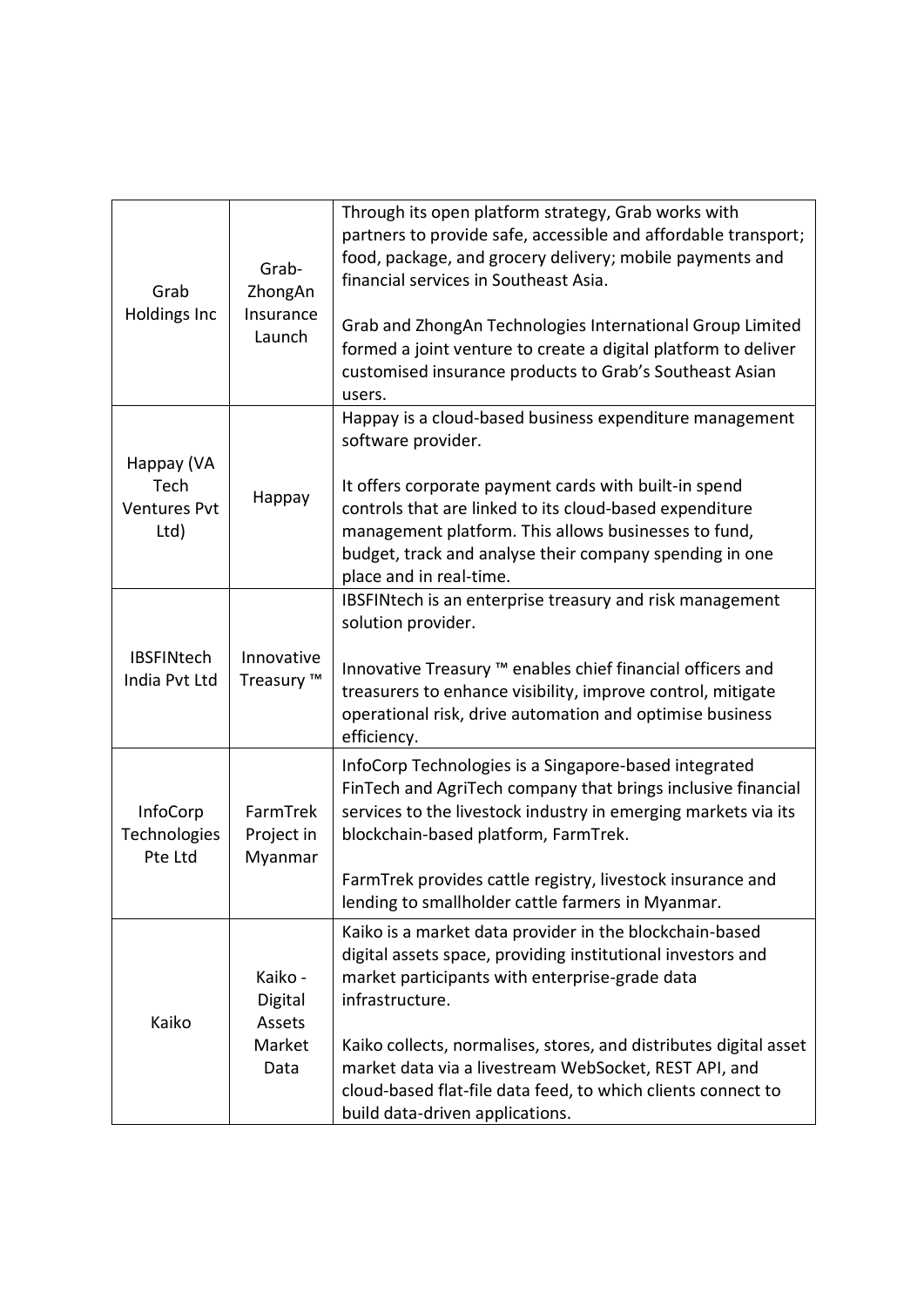| Grab Holdings Inc | Grab-ZhongAn Insurance Launch | Through its open platform strategy, Grab works with partners to provide safe, accessible and affordable transport; food, package, and grocery delivery; mobile payments and financial services in Southeast Asia.<br><br>Grab and ZhongAn Technologies International Group Limited formed a joint venture to create a digital platform to deliver customised insurance products to Grab's Southeast Asian users. |
|---|---|---|
| Happay (VA Tech Ventures Pvt Ltd) | Happay | Happay is a cloud-based business expenditure management software provider.<br><br>It offers corporate payment cards with built-in spend controls that are linked to its cloud-based expenditure management platform. This allows businesses to fund, budget, track and analyse their company spending in one place and in real-time. |
| IBSFINtech India Pvt Ltd | Innovative Treasury ™ | IBSFINtech is an enterprise treasury and risk management solution provider.<br><br>Innovative Treasury ™ enables chief financial officers and treasurers to enhance visibility, improve control, mitigate operational risk, drive automation and optimise business efficiency. |
| InfoCorp Technologies Pte Ltd | FarmTrek Project in Myanmar | InfoCorp Technologies is a Singapore-based integrated FinTech and AgriTech company that brings inclusive financial services to the livestock industry in emerging markets via its blockchain-based platform, FarmTrek.<br><br>FarmTrek provides cattle registry, livestock insurance and lending to smallholder cattle farmers in Myanmar. |
| Kaiko | Kaiko - Digital Assets Market Data | Kaiko is a market data provider in the blockchain-based digital assets space, providing institutional investors and market participants with enterprise-grade data infrastructure.<br><br>Kaiko collects, normalises, stores, and distributes digital asset market data via a livestream WebSocket, REST API, and cloud-based flat-file data feed, to which clients connect to build data-driven applications. |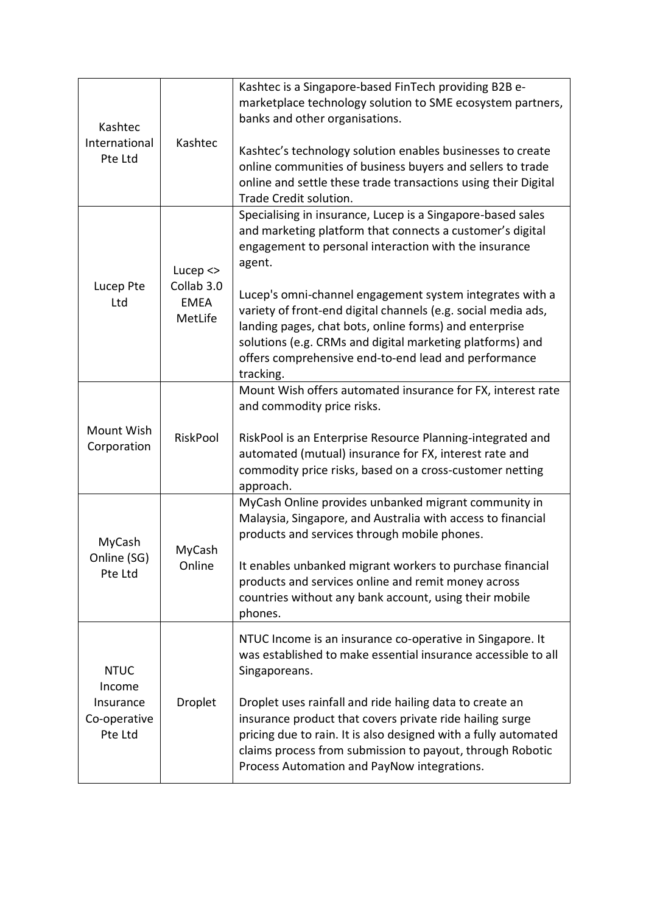| | | |
|---|---|---|
| Kashtec International Pte Ltd | Kashtec | Kashtec is a Singapore-based FinTech providing B2B e-marketplace technology solution to SME ecosystem partners, banks and other organisations.<br><br>Kashtec's technology solution enables businesses to create online communities of business buyers and sellers to trade online and settle these trade transactions using their Digital Trade Credit solution. |
| Lucep Pte Ltd | Lucep <> Collab 3.0 EMEA MetLife | Specialising in insurance, Lucep is a Singapore-based sales and marketing platform that connects a customer's digital engagement to personal interaction with the insurance agent.<br><br>Lucep's omni-channel engagement system integrates with a variety of front-end digital channels (e.g. social media ads, landing pages, chat bots, online forms) and enterprise solutions (e.g. CRMs and digital marketing platforms) and offers comprehensive end-to-end lead and performance tracking. |
| Mount Wish Corporation | RiskPool | Mount Wish offers automated insurance for FX, interest rate and commodity price risks.<br><br>RiskPool is an Enterprise Resource Planning-integrated and automated (mutual) insurance for FX, interest rate and commodity price risks, based on a cross-customer netting approach. |
| MyCash Online (SG) Pte Ltd | MyCash Online | MyCash Online provides unbanked migrant community in Malaysia, Singapore, and Australia with access to financial products and services through mobile phones.<br><br>It enables unbanked migrant workers to purchase financial products and services online and remit money across countries without any bank account, using their mobile phones. |
| NTUC Income Insurance Co-operative Pte Ltd | Droplet | NTUC Income is an insurance co-operative in Singapore. It was established to make essential insurance accessible to all Singaporeans.<br><br>Droplet uses rainfall and ride hailing data to create an insurance product that covers private ride hailing surge pricing due to rain. It is also designed with a fully automated claims process from submission to payout, through Robotic Process Automation and PayNow integrations. |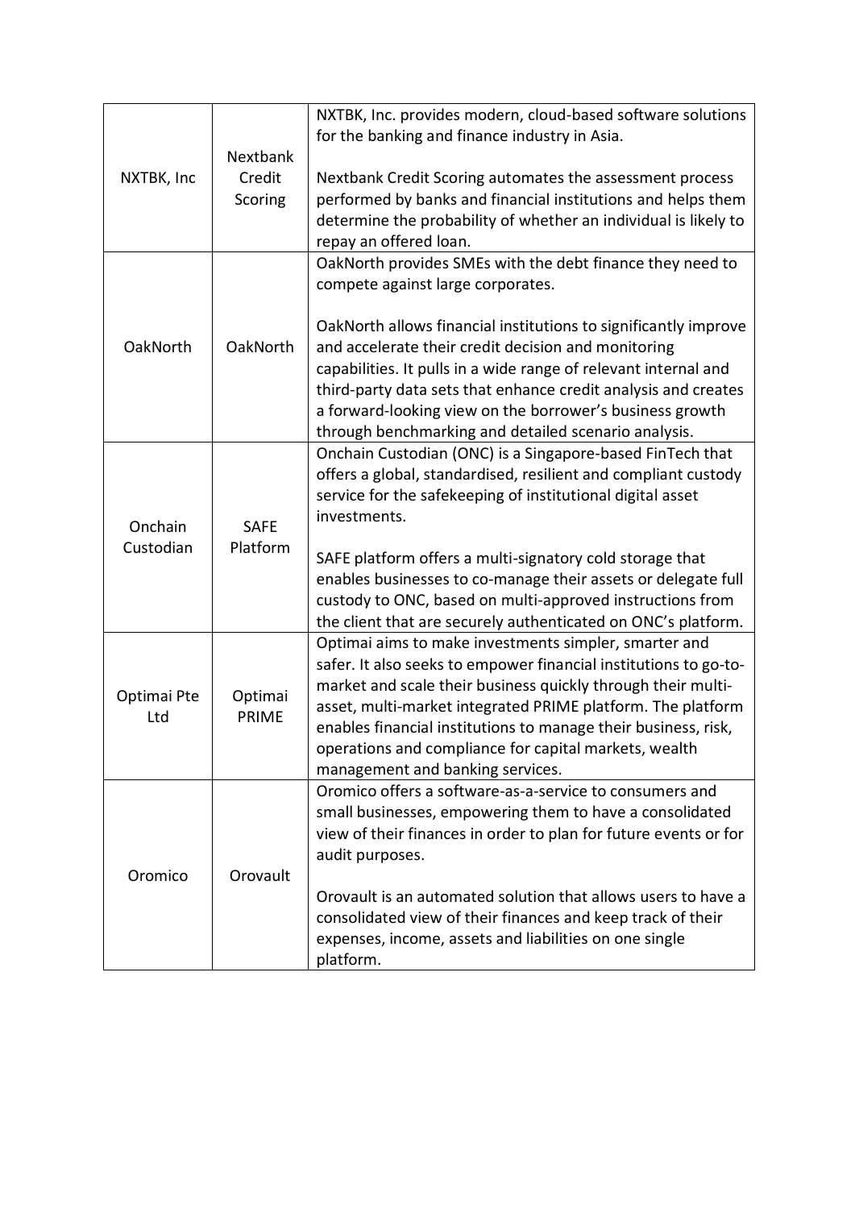| | | |
|---|---|---|
| NXTBK, Inc | Nextbank Credit Scoring | NXTBK, Inc. provides modern, cloud-based software solutions for the banking and finance industry in Asia.<br><br>Nextbank Credit Scoring automates the assessment process performed by banks and financial institutions and helps them determine the probability of whether an individual is likely to repay an offered loan. |
| OakNorth | OakNorth | OakNorth provides SMEs with the debt finance they need to compete against large corporates.<br><br>OakNorth allows financial institutions to significantly improve and accelerate their credit decision and monitoring capabilities. It pulls in a wide range of relevant internal and third-party data sets that enhance credit analysis and creates a forward-looking view on the borrower's business growth through benchmarking and detailed scenario analysis. |
| Onchain Custodian | SAFE Platform | Onchain Custodian (ONC) is a Singapore-based FinTech that offers a global, standardised, resilient and compliant custody service for the safekeeping of institutional digital asset investments.<br><br>SAFE platform offers a multi-signatory cold storage that enables businesses to co-manage their assets or delegate full custody to ONC, based on multi-approved instructions from the client that are securely authenticated on ONC's platform. |
| Optimai Pte Ltd | Optimai PRIME | Optimai aims to make investments simpler, smarter and safer. It also seeks to empower financial institutions to go-to-market and scale their business quickly through their multi-asset, multi-market integrated PRIME platform. The platform enables financial institutions to manage their business, risk, operations and compliance for capital markets, wealth management and banking services. |
| Oromico | Orovault | Oromico offers a software-as-a-service to consumers and small businesses, empowering them to have a consolidated view of their finances in order to plan for future events or for audit purposes.<br><br>Orovault is an automated solution that allows users to have a consolidated view of their finances and keep track of their expenses, income, assets and liabilities on one single platform. |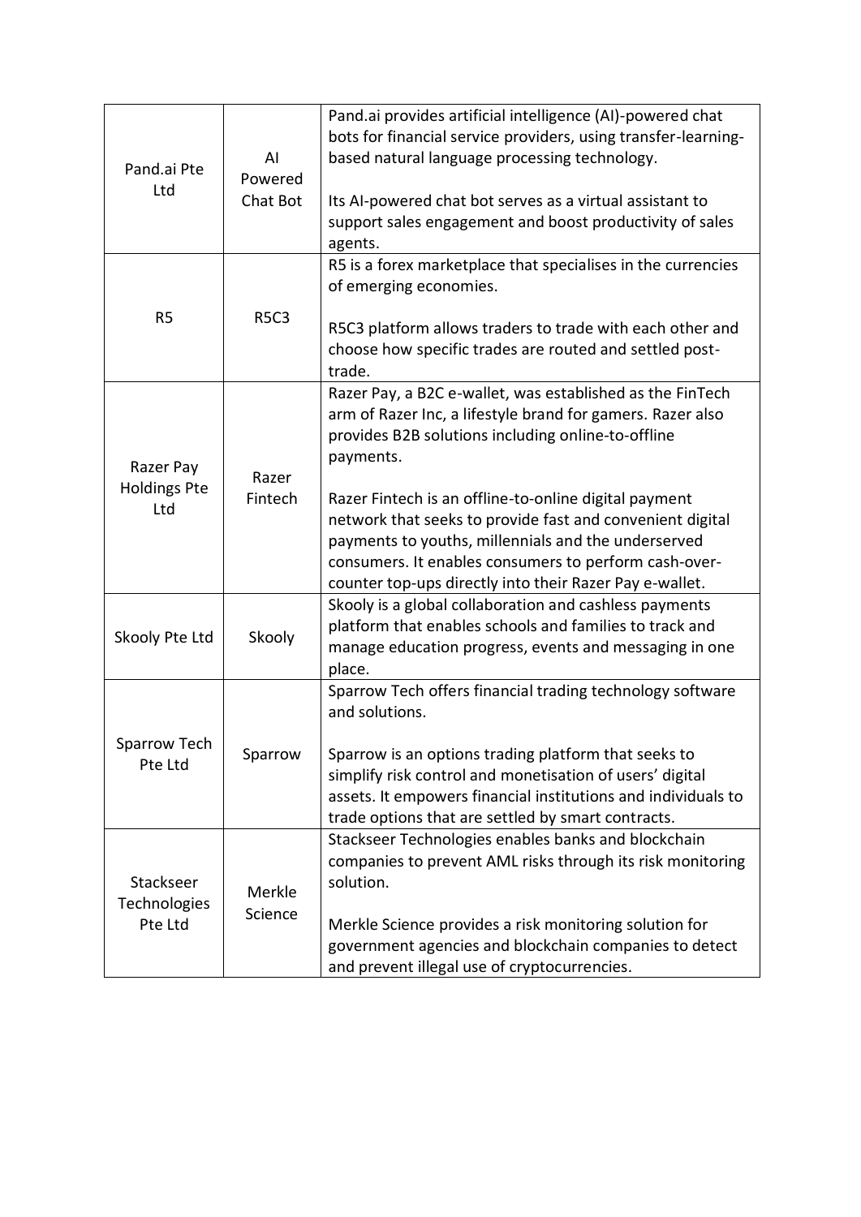| | | |
|---|---|---|
| Pand.ai Pte Ltd | AI Powered Chat Bot | Pand.ai provides artificial intelligence (AI)-powered chat bots for financial service providers, using transfer-learning-based natural language processing technology.<br><br>Its AI-powered chat bot serves as a virtual assistant to support sales engagement and boost productivity of sales agents. |
| R5 | R5C3 | R5 is a forex marketplace that specialises in the currencies of emerging economies.<br><br>R5C3 platform allows traders to trade with each other and choose how specific trades are routed and settled post-trade. |
| Razer Pay Holdings Pte Ltd | Razer Fintech | Razer Pay, a B2C e-wallet, was established as the FinTech arm of Razer Inc, a lifestyle brand for gamers. Razer also provides B2B solutions including online-to-offline payments.<br><br>Razer Fintech is an offline-to-online digital payment network that seeks to provide fast and convenient digital payments to youths, millennials and the underserved consumers. It enables consumers to perform cash-over-counter top-ups directly into their Razer Pay e-wallet. |
| Skooly Pte Ltd | Skooly | Skooly is a global collaboration and cashless payments platform that enables schools and families to track and manage education progress, events and messaging in one place. |
| Sparrow Tech Pte Ltd | Sparrow | Sparrow Tech offers financial trading technology software and solutions.<br><br>Sparrow is an options trading platform that seeks to simplify risk control and monetisation of users' digital assets. It empowers financial institutions and individuals to trade options that are settled by smart contracts. |
| Stackseer Technologies Pte Ltd | Merkle Science | Stackseer Technologies enables banks and blockchain companies to prevent AML risks through its risk monitoring solution.<br><br>Merkle Science provides a risk monitoring solution for government agencies and blockchain companies to detect and prevent illegal use of cryptocurrencies. |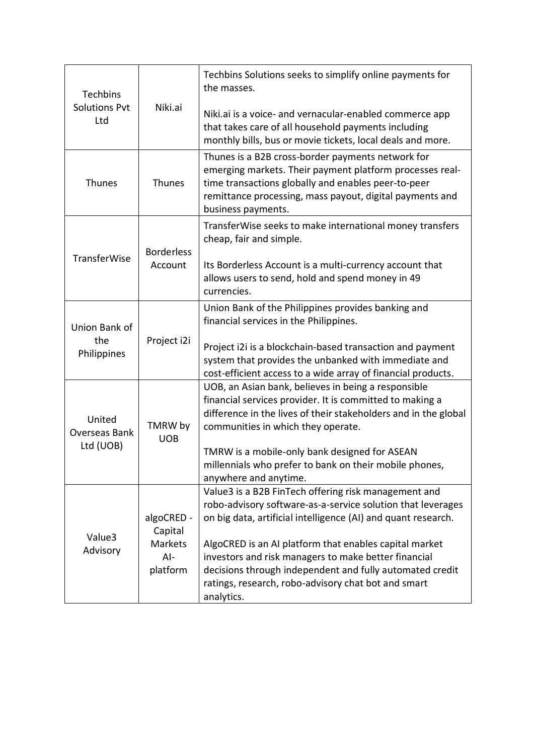| | | |
|---|---|---|
| Techbins Solutions Pvt Ltd | Niki.ai | Techbins Solutions seeks to simplify online payments for the masses.<br><br>Niki.ai is a voice- and vernacular-enabled commerce app that takes care of all household payments including monthly bills, bus or movie tickets, local deals and more. |
| Thunes | Thunes | Thunes is a B2B cross-border payments network for emerging markets. Their payment platform processes real-time transactions globally and enables peer-to-peer remittance processing, mass payout, digital payments and business payments. |
| TransferWise | Borderless Account | TransferWise seeks to make international money transfers cheap, fair and simple.<br><br>Its Borderless Account is a multi-currency account that allows users to send, hold and spend money in 49 currencies. |
| Union Bank of the Philippines | Project i2i | Union Bank of the Philippines provides banking and financial services in the Philippines.<br><br>Project i2i is a blockchain-based transaction and payment system that provides the unbanked with immediate and cost-efficient access to a wide array of financial products. |
| United Overseas Bank Ltd (UOB) | TMRW by UOB | UOB, an Asian bank, believes in being a responsible financial services provider. It is committed to making a difference in the lives of their stakeholders and in the global communities in which they operate.<br><br>TMRW is a mobile-only bank designed for ASEAN millennials who prefer to bank on their mobile phones, anywhere and anytime. |
| Value3 Advisory | algoCRED - Capital Markets AI-platform | Value3 is a B2B FinTech offering risk management and robo-advisory software-as-a-service solution that leverages on big data, artificial intelligence (AI) and quant research.<br><br>AlgoCRED is an AI platform that enables capital market investors and risk managers to make better financial decisions through independent and fully automated credit ratings, research, robo-advisory chat bot and smart analytics. |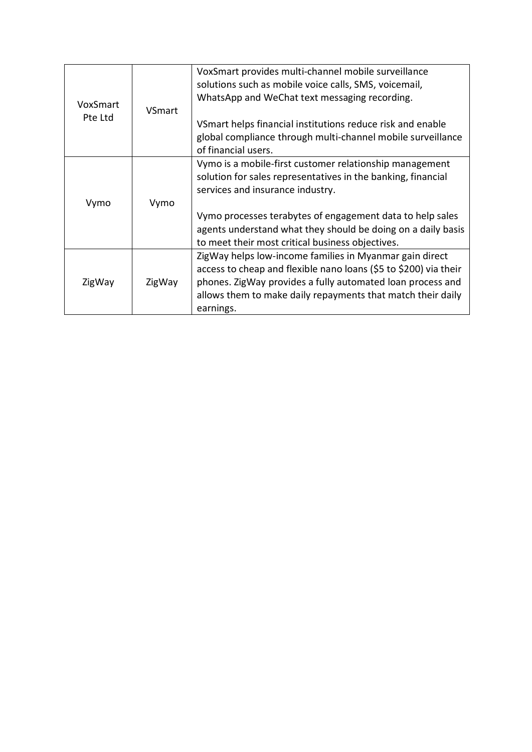| | | |
|---|---|---|
| VoxSmart Pte Ltd | VSmart | VoxSmart provides multi-channel mobile surveillance solutions such as mobile voice calls, SMS, voicemail, WhatsApp and WeChat text messaging recording.<br><br>VSmart helps financial institutions reduce risk and enable global compliance through multi-channel mobile surveillance of financial users. |
| Vymo | Vymo | Vymo is a mobile-first customer relationship management solution for sales representatives in the banking, financial services and insurance industry.<br><br>Vymo processes terabytes of engagement data to help sales agents understand what they should be doing on a daily basis to meet their most critical business objectives. |
| ZigWay | ZigWay | ZigWay helps low-income families in Myanmar gain direct access to cheap and flexible nano loans ($5 to $200) via their phones. ZigWay provides a fully automated loan process and allows them to make daily repayments that match their daily earnings. |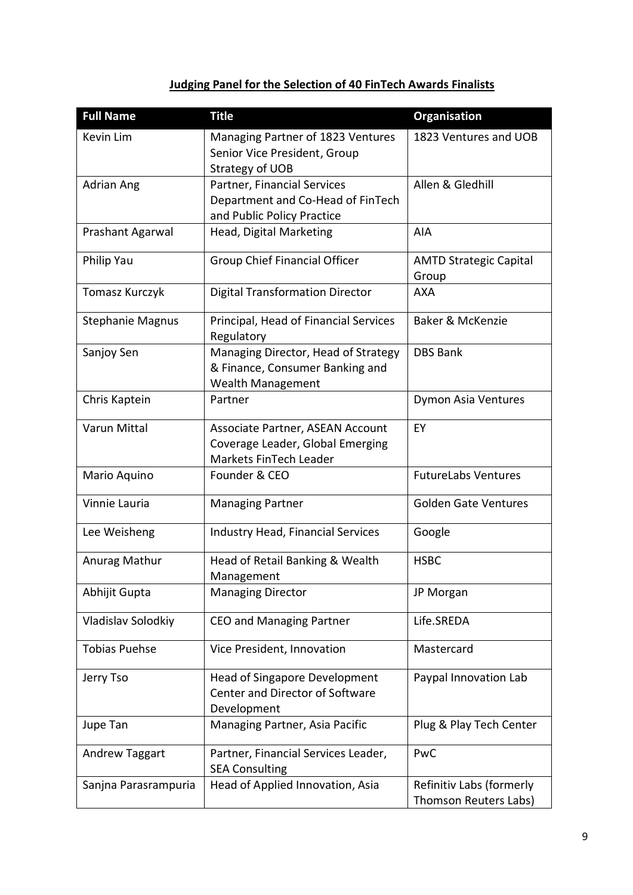**Judging Panel for the Selection of 40 FinTech Awards Finalists**

| Full Name | Title | Organisation |
|---|---|---|
| Kevin Lim | Managing Partner of 1823 Ventures Senior Vice President, Group Strategy of UOB | 1823 Ventures and UOB |
| Adrian Ang | Partner, Financial Services Department and Co-Head of FinTech and Public Policy Practice | Allen & Gledhill |
| Prashant Agarwal | Head, Digital Marketing | AIA |
| Philip Yau | Group Chief Financial Officer | AMTD Strategic Capital Group |
| Tomasz Kurczyk | Digital Transformation Director | AXA |
| Stephanie Magnus | Principal, Head of Financial Services Regulatory | Baker & McKenzie |
| Sanjoy Sen | Managing Director, Head of Strategy & Finance, Consumer Banking and Wealth Management | DBS Bank |
| Chris Kaptein | Partner | Dymon Asia Ventures |
| Varun Mittal | Associate Partner, ASEAN Account Coverage Leader, Global Emerging Markets FinTech Leader | EY |
| Mario Aquino | Founder & CEO | FutureLabs Ventures |
| Vinnie Lauria | Managing Partner | Golden Gate Ventures |
| Lee Weisheng | Industry Head, Financial Services | Google |
| Anurag Mathur | Head of Retail Banking & Wealth Management | HSBC |
| Abhijit Gupta | Managing Director | JP Morgan |
| Vladislav Solodkiy | CEO and Managing Partner | Life.SREDA |
| Tobias Puehse | Vice President, Innovation | Mastercard |
| Jerry Tso | Head of Singapore Development Center and Director of Software Development | Paypal Innovation Lab |
| Jupe Tan | Managing Partner, Asia Pacific | Plug & Play Tech Center |
| Andrew Taggart | Partner, Financial Services Leader, SEA Consulting | PwC |
| Sanjna Parasrampuria | Head of Applied Innovation, Asia | Refinitiv Labs (formerly Thomson Reuters Labs) |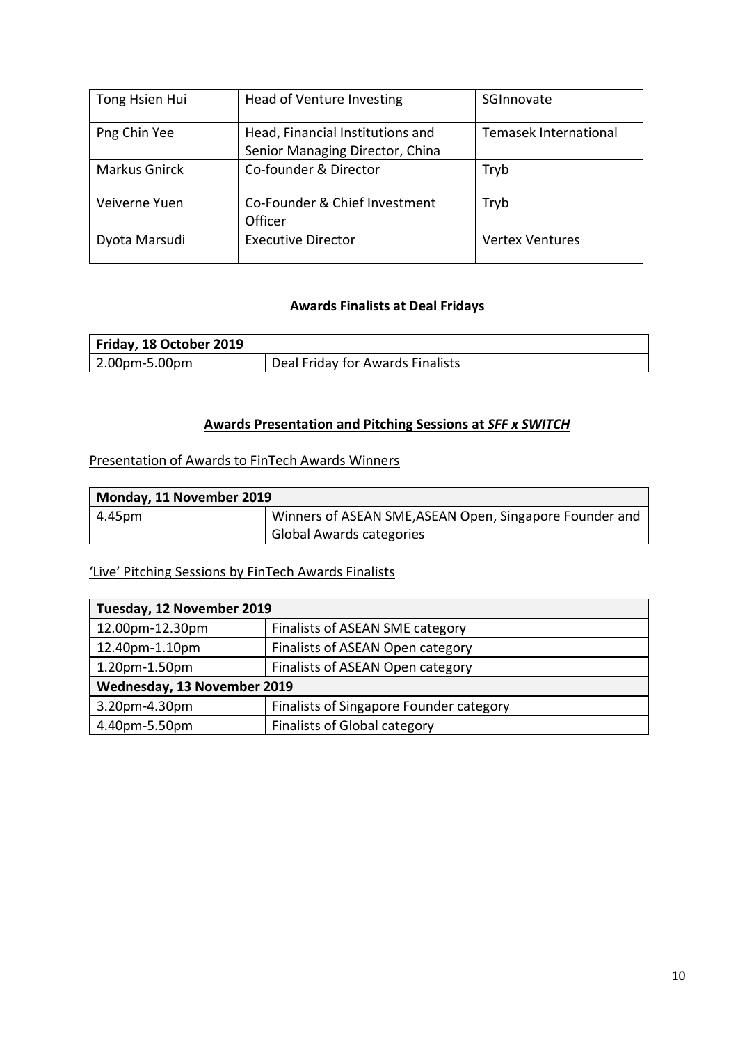| Tong Hsien Hui | Head of Venture Investing | SGInnovate |
|---|---|---|
| Png Chin Yee | Head, Financial Institutions and Senior Managing Director, China | Temasek International |
| Markus Gnirck | Co-founder & Director | Tryb |
| Veiverne Yuen | Co-Founder & Chief Investment Officer | Tryb |
| Dyota Marsudi | Executive Director | Vertex Ventures |

**Awards Finalists at Deal Fridays**

| **Friday, 18 October 2019** | |
|---|---|
| 2.00pm-5.00pm | Deal Friday for Awards Finalists |

**Awards Presentation and Pitching Sessions at *SFF x SWITCH***

Presentation of Awards to FinTech Awards Winners

| **Monday, 11 November 2019** | |
|---|---|
| 4.45pm | Winners of ASEAN SME,ASEAN Open, Singapore Founder and Global Awards categories |

'Live' Pitching Sessions by FinTech Awards Finalists

| **Tuesday, 12 November 2019** | |
|---|---|
| 12.00pm-12.30pm | Finalists of ASEAN SME category |
| 12.40pm-1.10pm | Finalists of ASEAN Open category |
| 1.20pm-1.50pm | Finalists of ASEAN Open category |
| **Wednesday, 13 November 2019** | |
| 3.20pm-4.30pm | Finalists of Singapore Founder category |
| 4.40pm-5.50pm | Finalists of Global category |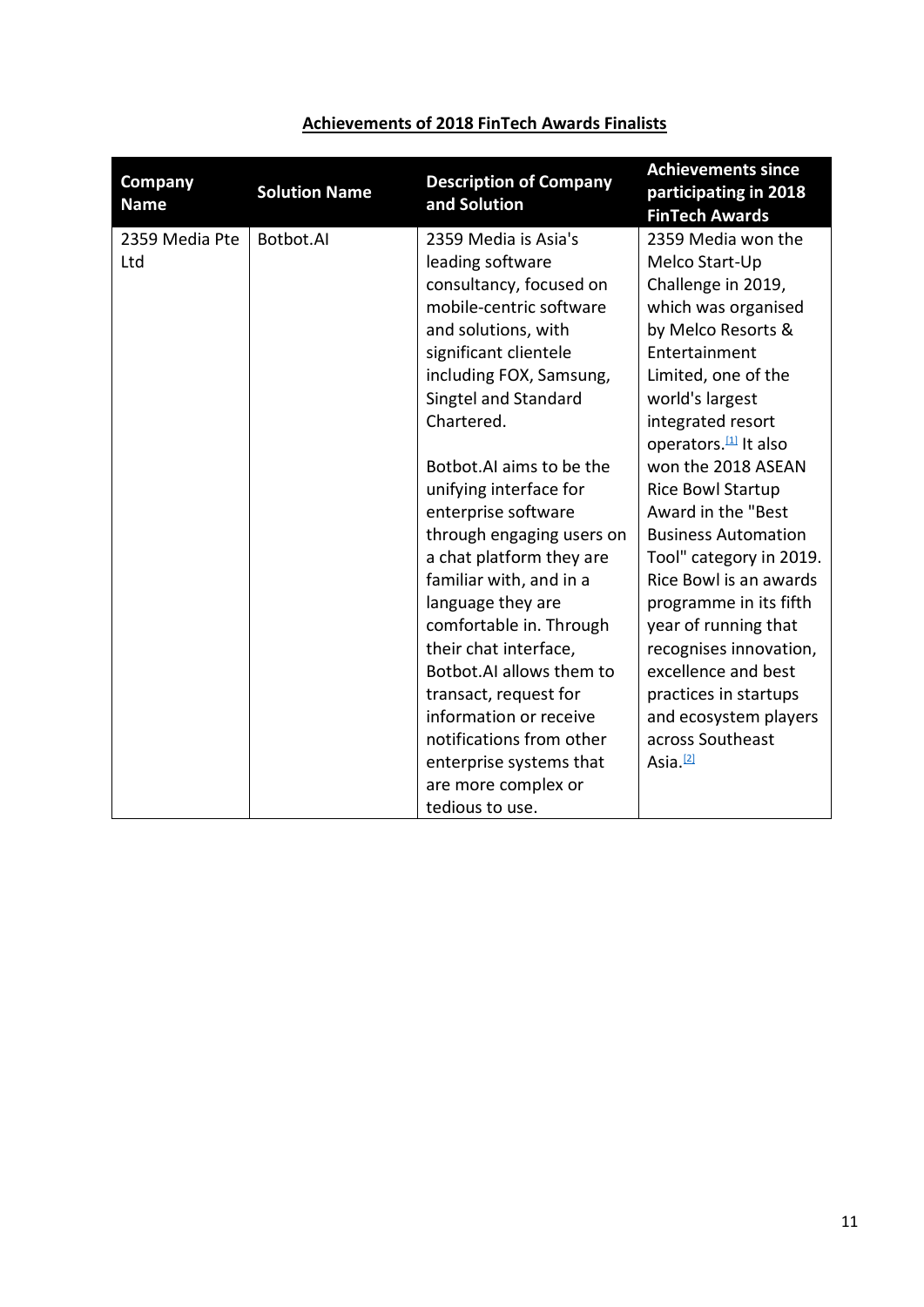**<u>Achievements of 2018 FinTech Awards Finalists</u>**

| Company Name | Solution Name | Description of Company and Solution | Achievements since participating in 2018 FinTech Awards |
|---|---|---|---|
| 2359 Media Pte Ltd | Botbot.AI | 2359 Media is Asia's leading software consultancy, focused on mobile-centric software and solutions, with significant clientele including FOX, Samsung, Singtel and Standard Chartered.<br><br>Botbot.AI aims to be the unifying interface for enterprise software through engaging users on a chat platform they are familiar with, and in a language they are comfortable in. Through their chat interface, Botbot.AI allows them to transact, request for information or receive notifications from other enterprise systems that are more complex or tedious to use. | 2359 Media won the Melco Start-Up Challenge in 2019, which was organised by Melco Resorts & Entertainment Limited, one of the world's largest integrated resort operators.[1] It also won the 2018 ASEAN Rice Bowl Startup Award in the "Best Business Automation Tool" category in 2019. Rice Bowl is an awards programme in its fifth year of running that recognises innovation, excellence and best practices in startups and ecosystem players across Southeast Asia.[2] |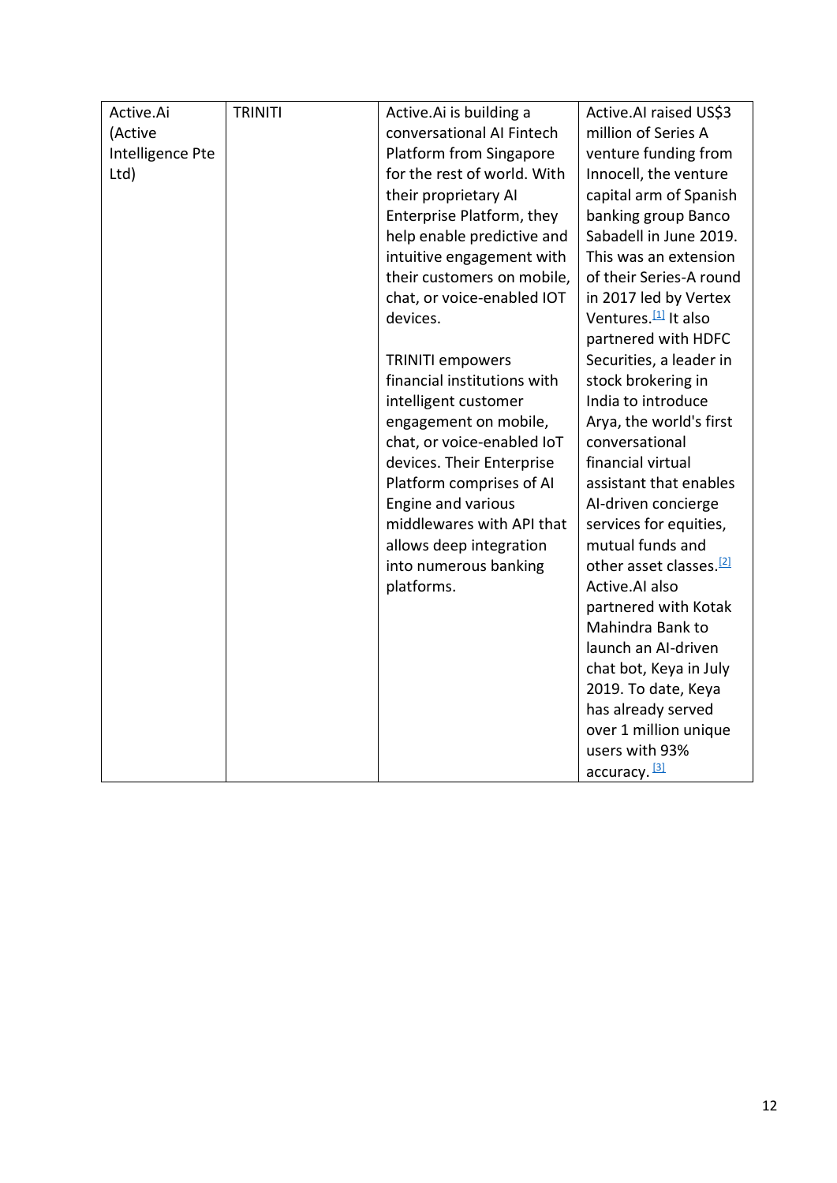| Active.Ai (Active Intelligence Pte Ltd) | TRINITI | Active.Ai is building a conversational AI Fintech Platform from Singapore for the rest of world. With their proprietary AI Enterprise Platform, they help enable predictive and intuitive engagement with their customers on mobile, chat, or voice-enabled IOT devices.<br><br>TRINITI empowers financial institutions with intelligent customer engagement on mobile, chat, or voice-enabled IoT devices. Their Enterprise Platform comprises of AI Engine and various middlewares with API that allows deep integration into numerous banking platforms. | Active.AI raised US$3 million of Series A venture funding from Innocell, the venture capital arm of Spanish banking group Banco Sabadell in June 2019. This was an extension of their Series-A round in 2017 led by Vertex Ventures.[1] It also partnered with HDFC Securities, a leader in stock brokering in India to introduce Arya, the world's first conversational financial virtual assistant that enables AI-driven concierge services for equities, mutual funds and other asset classes.[2] Active.AI also partnered with Kotak Mahindra Bank to launch an AI-driven chat bot, Keya in July 2019. To date, Keya has already served over 1 million unique users with 93% accuracy. [3] |
|---|---|---|---|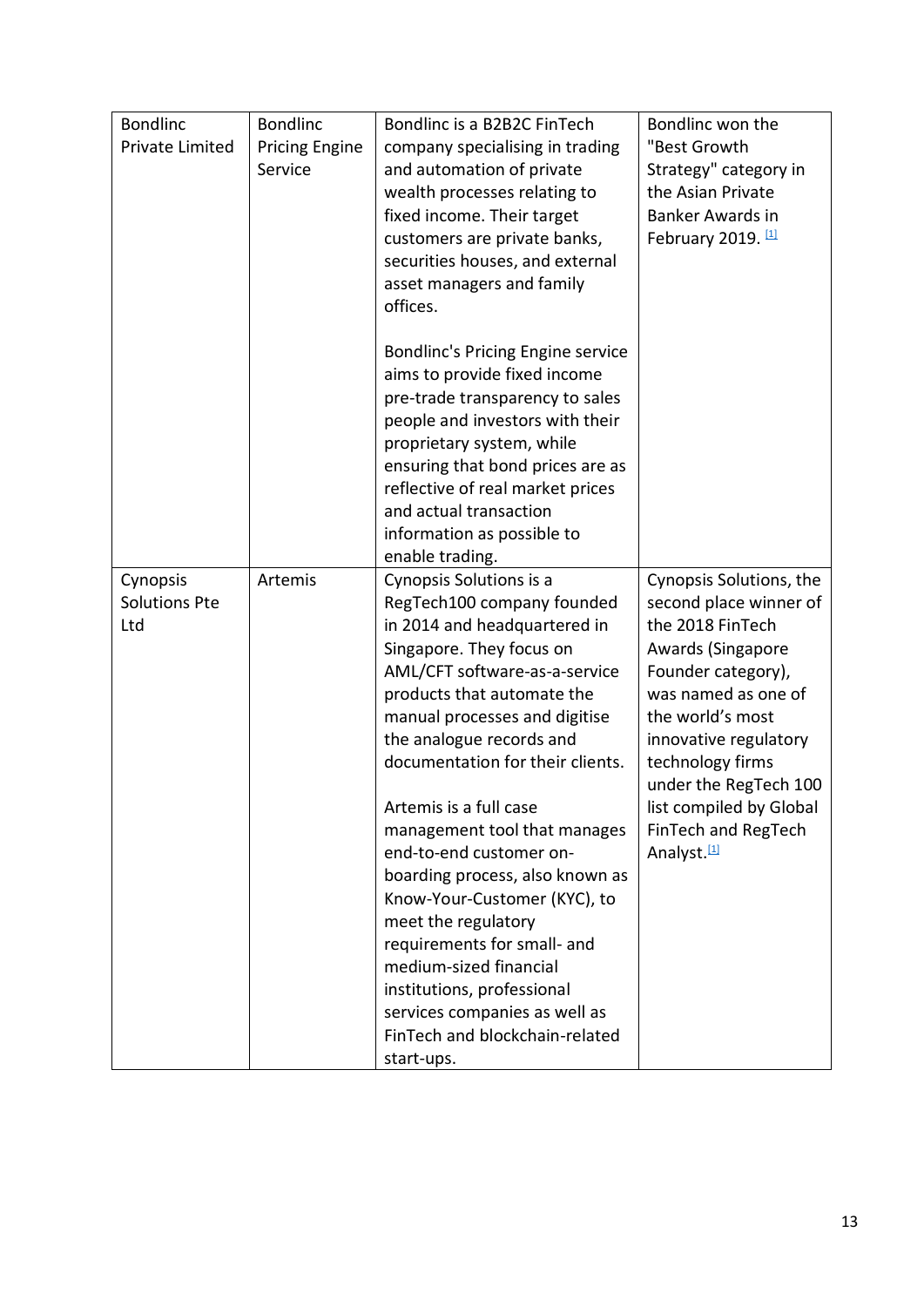| | | | |
|---|---|---|---|
| Bondlinc Private Limited | Bondlinc Pricing Engine Service | Bondlinc is a B2B2C FinTech company specialising in trading and automation of private wealth processes relating to fixed income. Their target customers are private banks, securities houses, and external asset managers and family offices.<br><br>Bondlinc's Pricing Engine service aims to provide fixed income pre-trade transparency to sales people and investors with their proprietary system, while ensuring that bond prices are as reflective of real market prices and actual transaction information as possible to enable trading. | Bondlinc won the "Best Growth Strategy" category in the Asian Private Banker Awards in February 2019. [1] |
| Cynopsis Solutions Pte Ltd | Artemis | Cynopsis Solutions is a RegTech100 company founded in 2014 and headquartered in Singapore. They focus on AML/CFT software-as-a-service products that automate the manual processes and digitise the analogue records and documentation for their clients.<br><br>Artemis is a full case management tool that manages end-to-end customer on-boarding process, also known as Know-Your-Customer (KYC), to meet the regulatory requirements for small- and medium-sized financial institutions, professional services companies as well as FinTech and blockchain-related start-ups. | Cynopsis Solutions, the second place winner of the 2018 FinTech Awards (Singapore Founder category), was named as one of the world's most innovative regulatory technology firms under the RegTech 100 list compiled by Global FinTech and RegTech Analyst.[1] |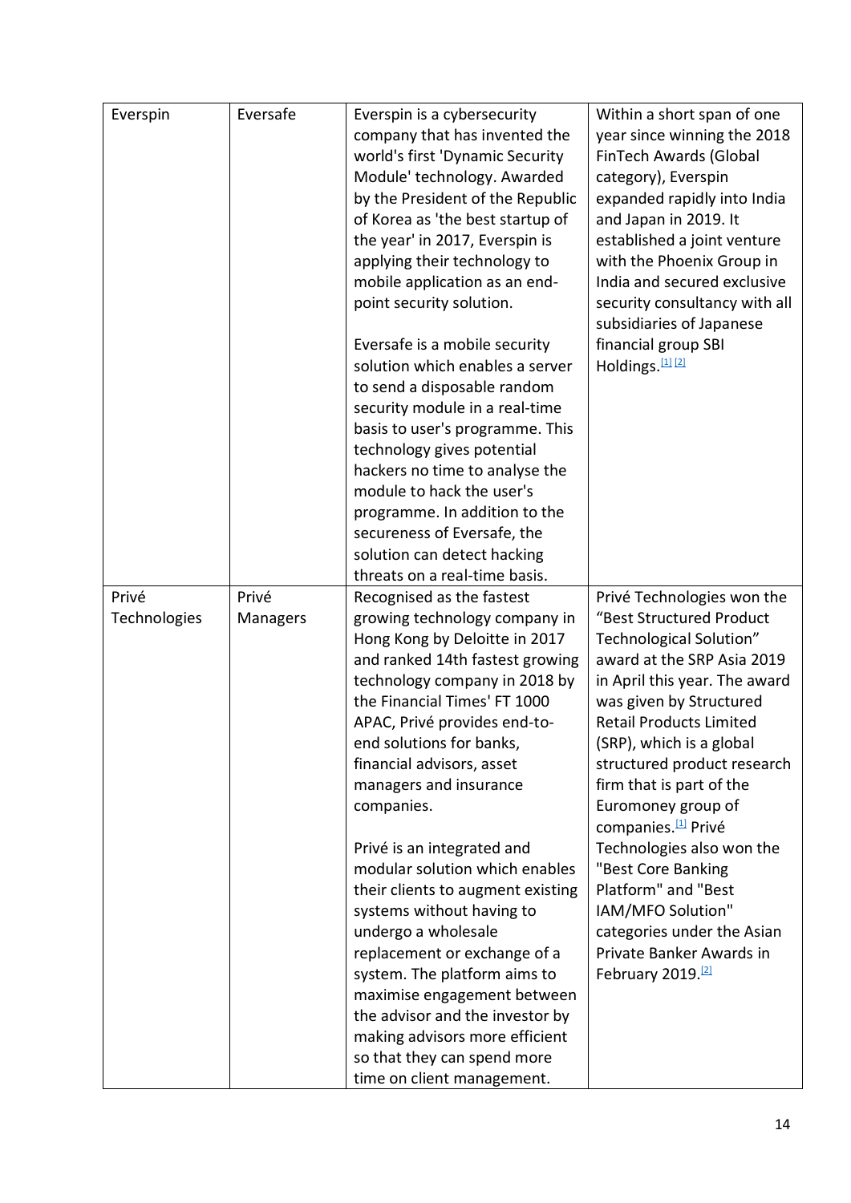| | | | |
|---|---|---|---|
| Everspin | Eversafe | Everspin is a cybersecurity company that has invented the world's first 'Dynamic Security Module' technology. Awarded by the President of the Republic of Korea as 'the best startup of the year' in 2017, Everspin is applying their technology to mobile application as an end-point security solution.<br><br>Eversafe is a mobile security solution which enables a server to send a disposable random security module in a real-time basis to user's programme. This technology gives potential hackers no time to analyse the module to hack the user's programme. In addition to the secureness of Eversafe, the solution can detect hacking threats on a real-time basis. | Within a short span of one year since winning the 2018 FinTech Awards (Global category), Everspin expanded rapidly into India and Japan in 2019. It established a joint venture with the Phoenix Group in India and secured exclusive security consultancy with all subsidiaries of Japanese financial group SBI Holdings.[1] [2] |
| Privé Technologies | Privé Managers | Recognised as the fastest growing technology company in Hong Kong by Deloitte in 2017 and ranked 14th fastest growing technology company in 2018 by the Financial Times' FT 1000 APAC, Privé provides end-to-end solutions for banks, financial advisors, asset managers and insurance companies.<br><br>Privé is an integrated and modular solution which enables their clients to augment existing systems without having to undergo a wholesale replacement or exchange of a system. The platform aims to maximise engagement between the advisor and the investor by making advisors more efficient so that they can spend more time on client management. | Privé Technologies won the "Best Structured Product Technological Solution" award at the SRP Asia 2019 in April this year. The award was given by Structured Retail Products Limited (SRP), which is a global structured product research firm that is part of the Euromoney group of companies.[1] Privé Technologies also won the "Best Core Banking Platform" and "Best IAM/MFO Solution" categories under the Asian Private Banker Awards in February 2019.[2] |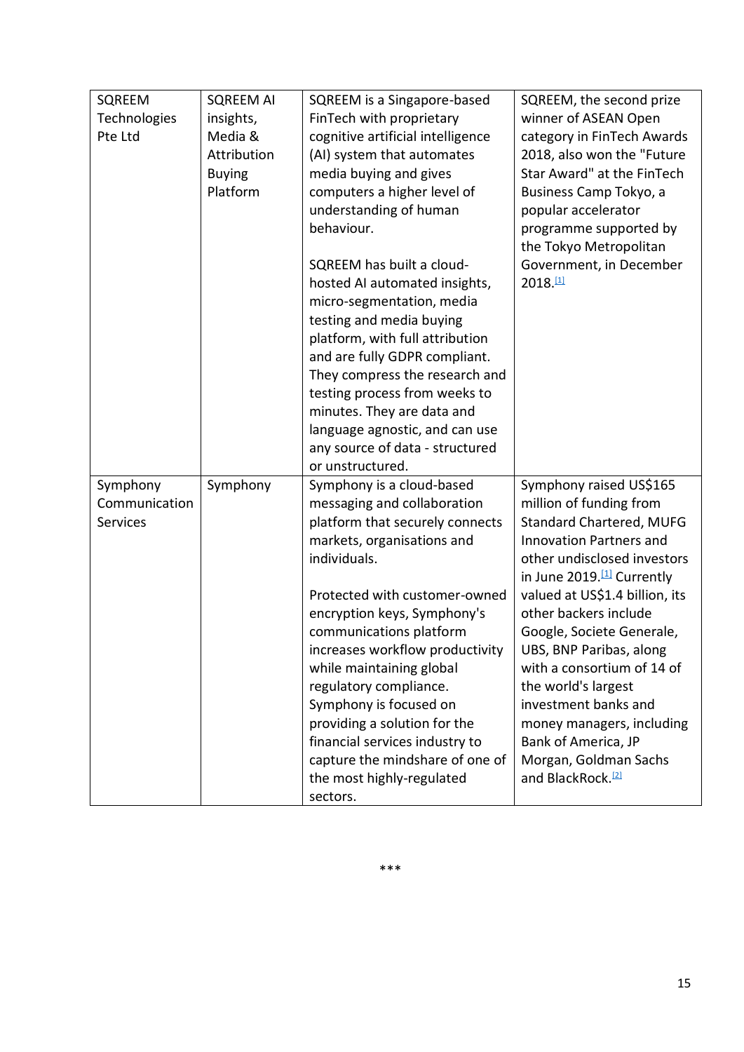| SQREEM Technologies Pte Ltd | SQREEM AI insights, Media & Attribution Buying Platform | SQREEM is a Singapore-based FinTech with proprietary cognitive artificial intelligence (AI) system that automates media buying and gives computers a higher level of understanding of human behaviour.<br><br>SQREEM has built a cloud-hosted AI automated insights, micro-segmentation, media testing and media buying platform, with full attribution and are fully GDPR compliant. They compress the research and testing process from weeks to minutes. They are data and language agnostic, and can use any source of data - structured or unstructured. | SQREEM, the second prize winner of ASEAN Open category in FinTech Awards 2018, also won the "Future Star Award" at the FinTech Business Camp Tokyo, a popular accelerator programme supported by the Tokyo Metropolitan Government, in December 2018.[1] |
|---|---|---|---|
| Symphony Communication Services | Symphony | Symphony is a cloud-based messaging and collaboration platform that securely connects markets, organisations and individuals.<br><br>Protected with customer-owned encryption keys, Symphony's communications platform increases workflow productivity while maintaining global regulatory compliance. Symphony is focused on providing a solution for the financial services industry to capture the mindshare of one of the most highly-regulated sectors. | Symphony raised US$165 million of funding from Standard Chartered, MUFG Innovation Partners and other undisclosed investors in June 2019.[1] Currently valued at US$1.4 billion, its other backers include Google, Societe Generale, UBS, BNP Paribas, along with a consortium of 14 of the world's largest investment banks and money managers, including Bank of America, JP Morgan, Goldman Sachs and BlackRock.[2] |

***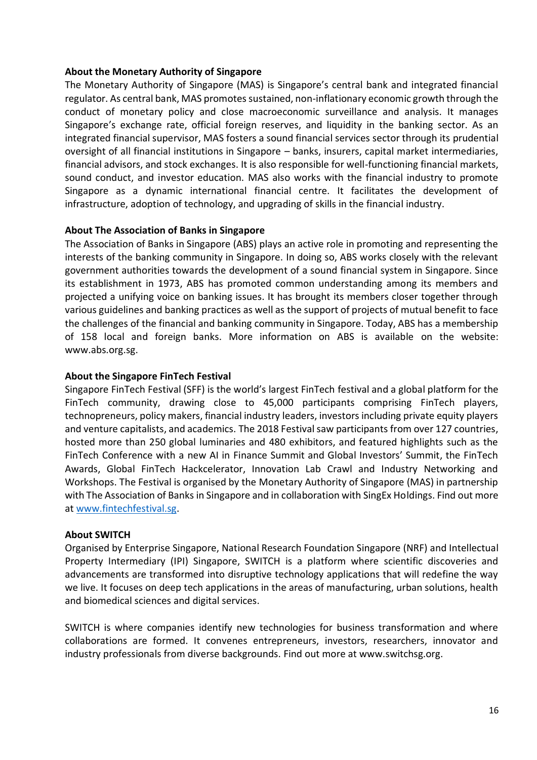**About the Monetary Authority of Singapore**

The Monetary Authority of Singapore (MAS) is Singapore's central bank and integrated financial regulator. As central bank, MAS promotes sustained, non-inflationary economic growth through the conduct of monetary policy and close macroeconomic surveillance and analysis. It manages Singapore's exchange rate, official foreign reserves, and liquidity in the banking sector. As an integrated financial supervisor, MAS fosters a sound financial services sector through its prudential oversight of all financial institutions in Singapore – banks, insurers, capital market intermediaries, financial advisors, and stock exchanges. It is also responsible for well-functioning financial markets, sound conduct, and investor education. MAS also works with the financial industry to promote Singapore as a dynamic international financial centre. It facilitates the development of infrastructure, adoption of technology, and upgrading of skills in the financial industry.

**About The Association of Banks in Singapore**

The Association of Banks in Singapore (ABS) plays an active role in promoting and representing the interests of the banking community in Singapore. In doing so, ABS works closely with the relevant government authorities towards the development of a sound financial system in Singapore. Since its establishment in 1973, ABS has promoted common understanding among its members and projected a unifying voice on banking issues. It has brought its members closer together through various guidelines and banking practices as well as the support of projects of mutual benefit to face the challenges of the financial and banking community in Singapore. Today, ABS has a membership of 158 local and foreign banks. More information on ABS is available on the website: www.abs.org.sg.

**About the Singapore FinTech Festival**

Singapore FinTech Festival (SFF) is the world's largest FinTech festival and a global platform for the FinTech community, drawing close to 45,000 participants comprising FinTech players, technopreneurs, policy makers, financial industry leaders, investors including private equity players and venture capitalists, and academics. The 2018 Festival saw participants from over 127 countries, hosted more than 250 global luminaries and 480 exhibitors, and featured highlights such as the FinTech Conference with a new AI in Finance Summit and Global Investors' Summit, the FinTech Awards, Global FinTech Hackcelerator, Innovation Lab Crawl and Industry Networking and Workshops. The Festival is organised by the Monetary Authority of Singapore (MAS) in partnership with The Association of Banks in Singapore and in collaboration with SingEx Holdings. Find out more at [www.fintechfestival.sg](www.fintechfestival.sg).

**About SWITCH**

Organised by Enterprise Singapore, National Research Foundation Singapore (NRF) and Intellectual Property Intermediary (IPI) Singapore, SWITCH is a platform where scientific discoveries and advancements are transformed into disruptive technology applications that will redefine the way we live. It focuses on deep tech applications in the areas of manufacturing, urban solutions, health and biomedical sciences and digital services.

SWITCH is where companies identify new technologies for business transformation and where collaborations are formed. It convenes entrepreneurs, investors, researchers, innovator and industry professionals from diverse backgrounds. Find out more at www.switchsg.org.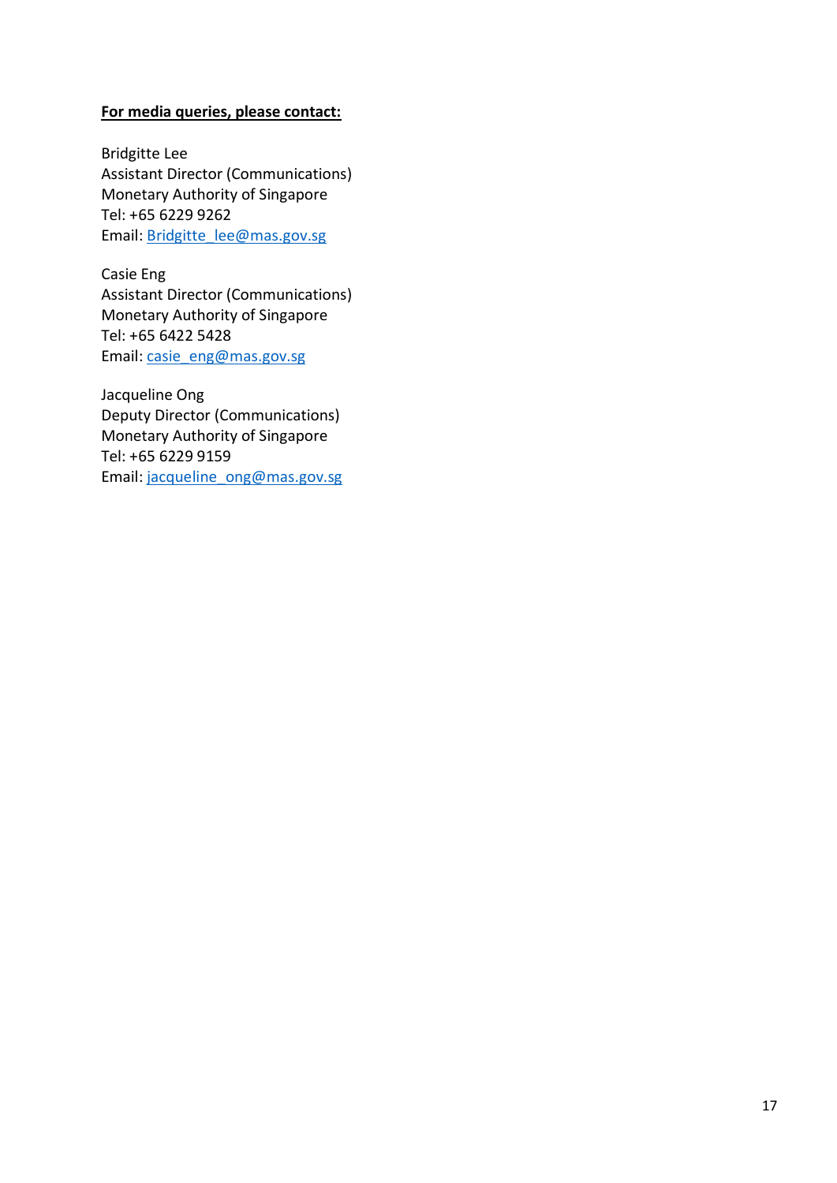**<u>For media queries, please contact:</u>**

Bridgitte Lee
Assistant Director (Communications)
Monetary Authority of Singapore
Tel: +65 6229 9262
Email: Bridgitte_lee@mas.gov.sg

Casie Eng
Assistant Director (Communications)
Monetary Authority of Singapore
Tel: +65 6422 5428
Email: casie_eng@mas.gov.sg

Jacqueline Ong
Deputy Director (Communications)
Monetary Authority of Singapore
Tel: +65 6229 9159
Email: jacqueline_ong@mas.gov.sg